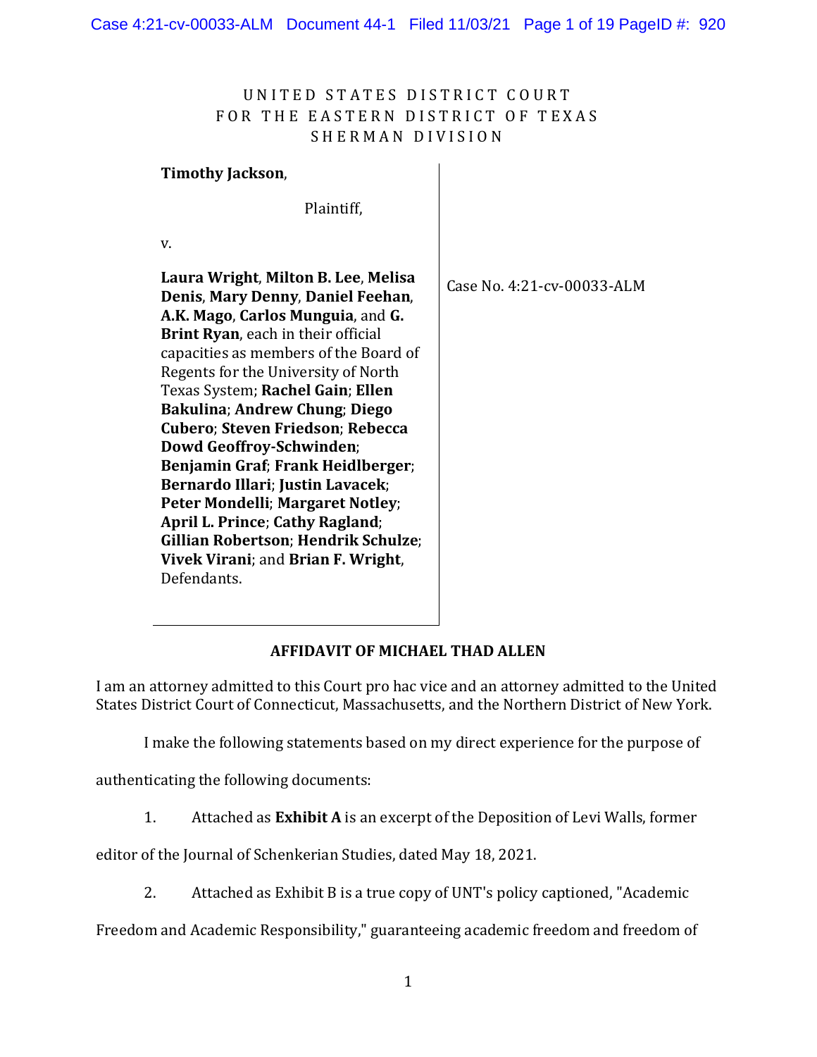UNITED STATES DISTRICT COURT
FOR THE EASTERN DISTRICT OF TEXAS
SHERMAN DIVISION

| | |
|---|---|
| **Timothy Jackson**,<br><br>Plaintiff,<br><br>v.<br><br>**Laura Wright**, **Milton B. Lee**, **Melisa Denis**, **Mary Denny**, **Daniel Feehan**, **A.K. Mago**, **Carlos Munguia**, and **G. Brint Ryan**, each in their official capacities as members of the Board of Regents for the University of North Texas System; **Rachel Gain**; **Ellen Bakulina**; **Andrew Chung**; **Diego Cubero**; **Steven Friedson**; **Rebecca Dowd Geoffroy-Schwinden**; **Benjamin Graf**; **Frank Heidlberger**; **Bernardo Illari**; **Justin Lavacek**; **Peter Mondelli**; **Margaret Notley**; **April L. Prince**; **Cathy Ragland**; **Gillian Robertson**; **Hendrik Schulze**; **Vivek Virani**; and **Brian F. Wright**, Defendants. | Case No. 4:21-cv-00033-ALM |

**AFFIDAVIT OF MICHAEL THAD ALLEN**

I am an attorney admitted to this Court pro hac vice and an attorney admitted to the United States District Court of Connecticut, Massachusetts, and the Northern District of New York.

I make the following statements based on my direct experience for the purpose of authenticating the following documents:

1. Attached as **Exhibit A** is an excerpt of the Deposition of Levi Walls, former editor of the Journal of Schenkerian Studies, dated May 18, 2021.

2. Attached as Exhibit B is a true copy of UNT's policy captioned, "Academic Freedom and Academic Responsibility," guaranteeing academic freedom and freedom of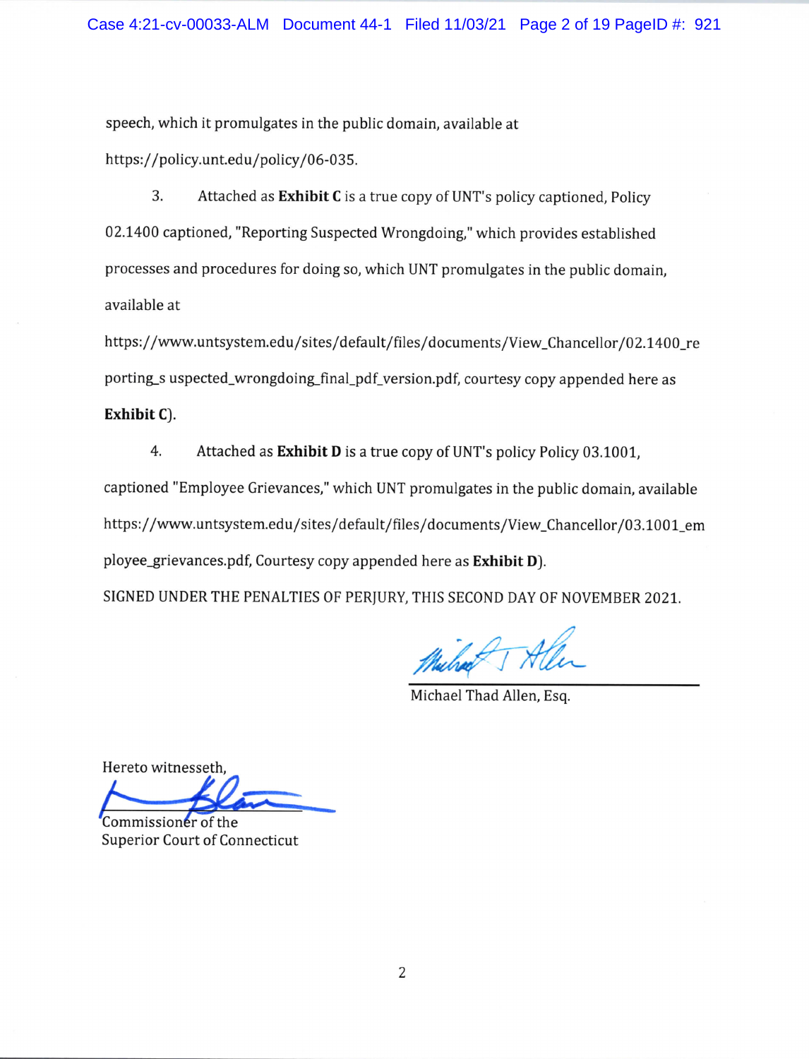speech, which it promulgates in the public domain, available at https://policy.unt.edu/policy/06-035.

3. Attached as **Exhibit C** is a true copy of UNT's policy captioned, Policy 02.1400 captioned, "Reporting Suspected Wrongdoing," which provides established processes and procedures for doing so, which UNT promulgates in the public domain, available at https://www.untsystem.edu/sites/default/files/documents/View_Chancellor/02.1400_reporting_s uspected_wrongdoing_final_pdf_version.pdf, courtesy copy appended here as **Exhibit C**).

4. Attached as **Exhibit D** is a true copy of UNT's policy Policy 03.1001, captioned "Employee Grievances," which UNT promulgates in the public domain, available https://www.untsystem.edu/sites/default/files/documents/View_Chancellor/03.1001_employee_grievances.pdf, Courtesy copy appended here as **Exhibit D**).

SIGNED UNDER THE PENALTIES OF PERJURY, THIS SECOND DAY OF NOVEMBER 2021.

Michael Thad Allen, Esq.

Hereto witnesseth,

Commissioner of the
Superior Court of Connecticut